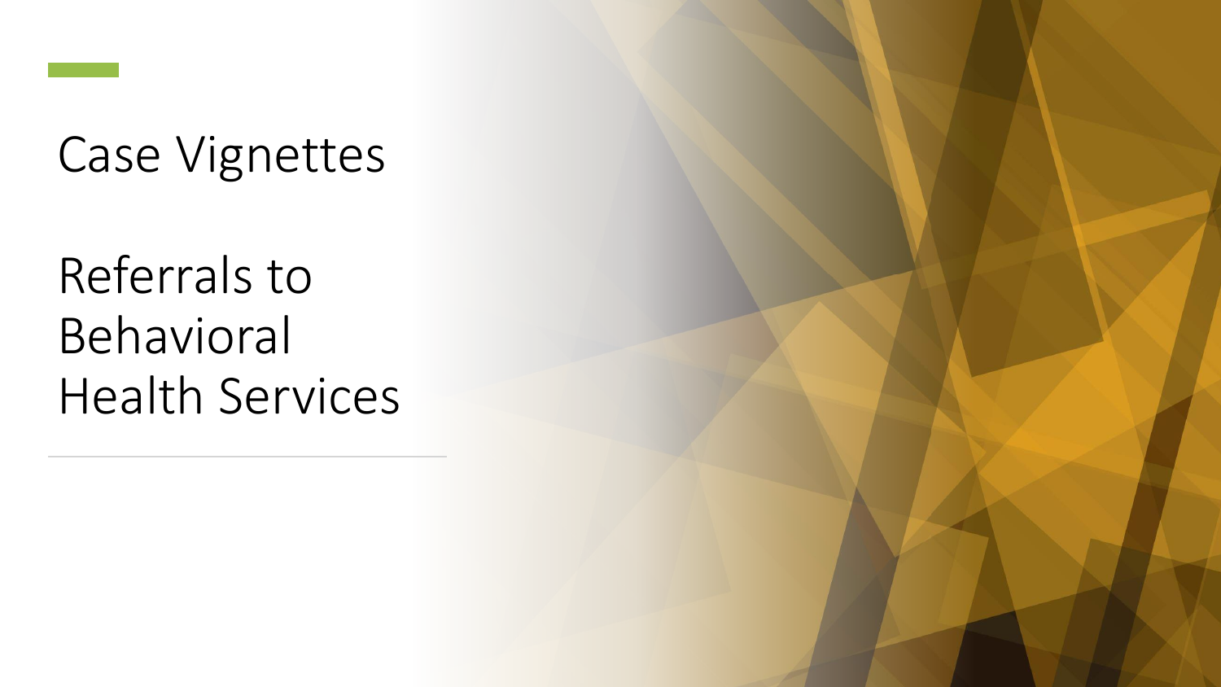# Case Vignettes

# Referrals to Behavioral Health Services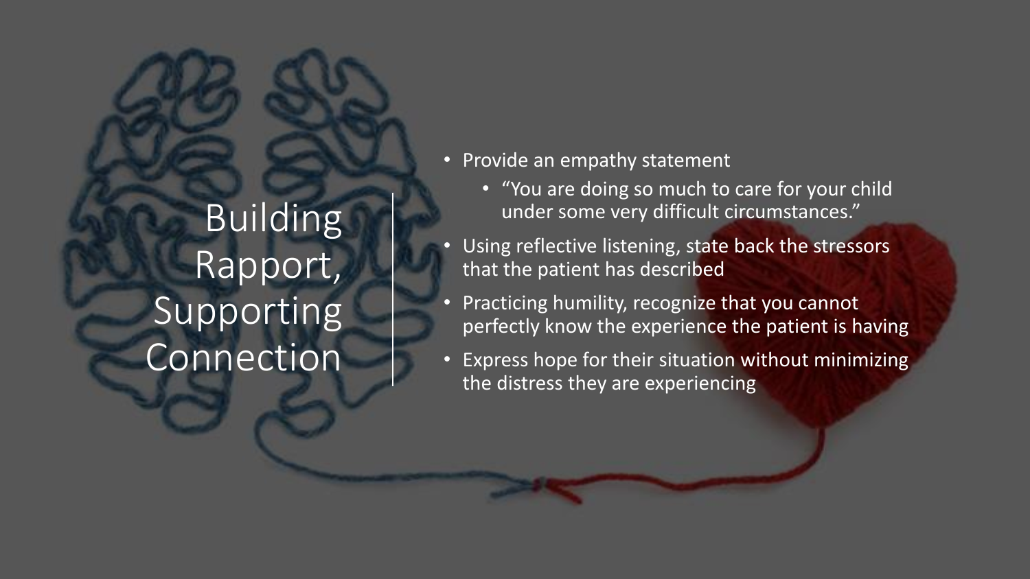# Building Rapport, Supporting Connection

- Provide an empathy statement
  - "You are doing so much to care for your child under some very difficult circumstances."
- Using reflective listening, state back the stressors that the patient has described
- Practicing humility, recognize that you cannot perfectly know the experience the patient is having
- Express hope for their situation without minimizing the distress they are experiencing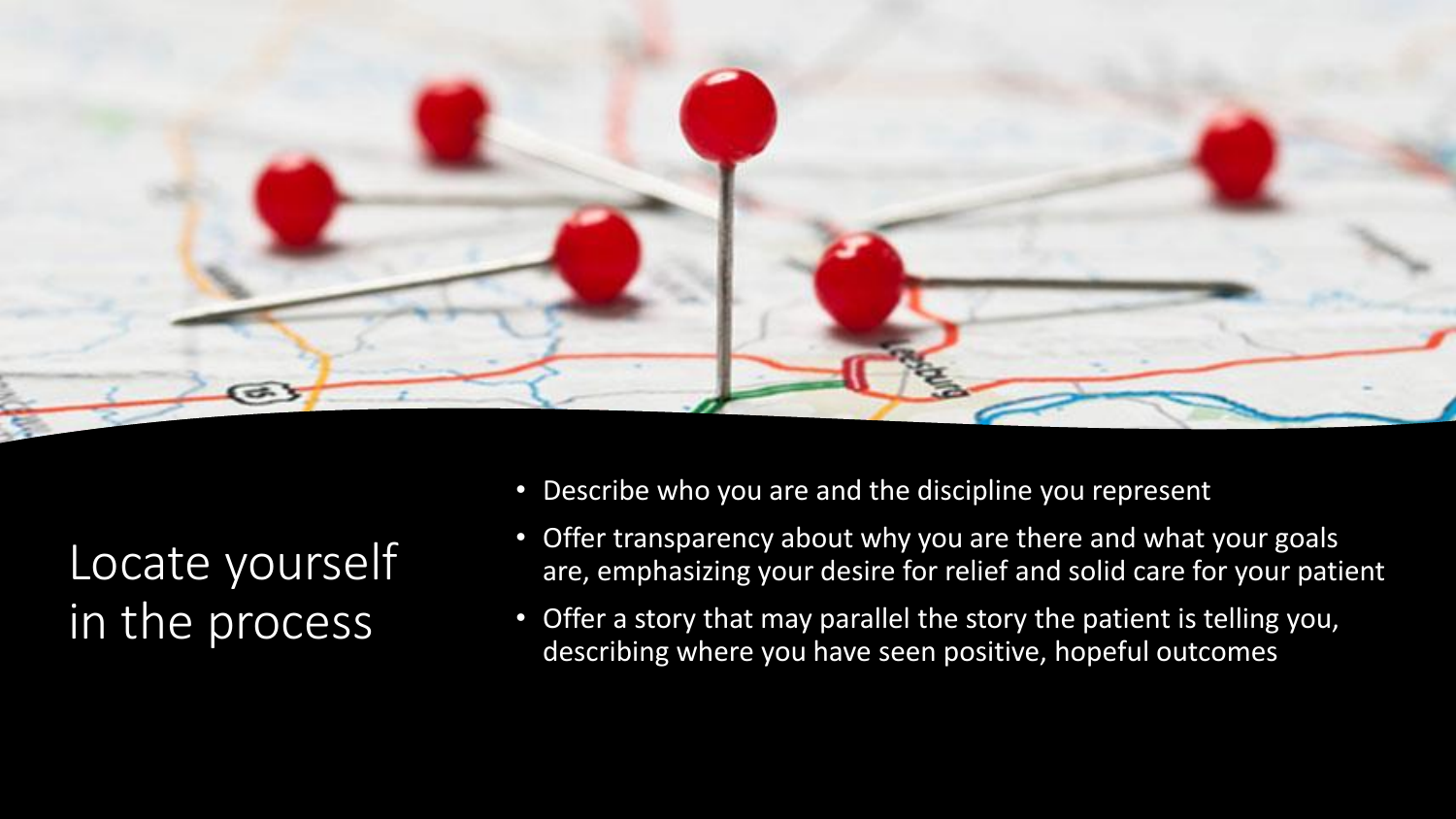# Locate yourself in the process

- Describe who you are and the discipline you represent
- Offer transparency about why you are there and what your goals are, emphasizing your desire for relief and solid care for your patient
- Offer a story that may parallel the story the patient is telling you, describing where you have seen positive, hopeful outcomes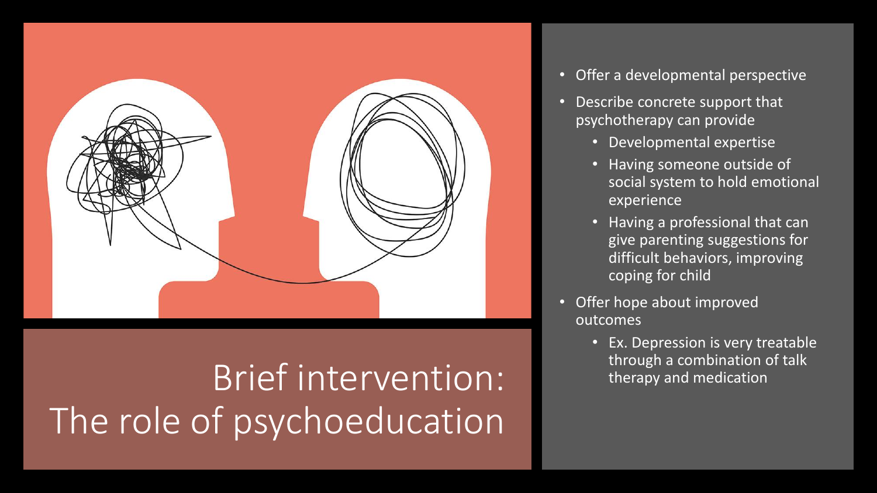# Brief intervention: The role of psychoeducation

- Offer a developmental perspective
- Describe concrete support that psychotherapy can provide
  - Developmental expertise
  - Having someone outside of social system to hold emotional experience
  - Having a professional that can give parenting suggestions for difficult behaviors, improving coping for child
- Offer hope about improved outcomes
  - Ex. Depression is very treatable through a combination of talk therapy and medication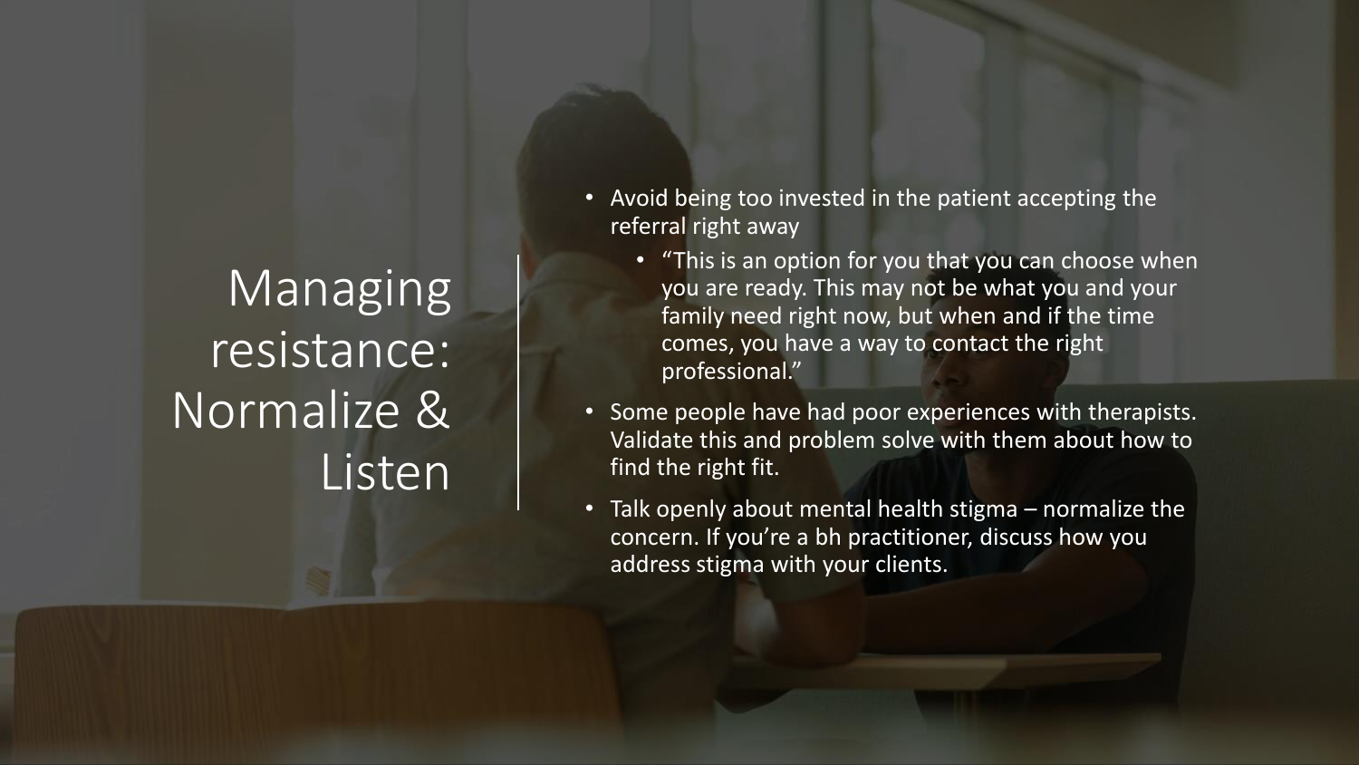# Managing resistance: Normalize & Listen

- Avoid being too invested in the patient accepting the referral right away
  - "This is an option for you that you can choose when you are ready. This may not be what you and your family need right now, but when and if the time comes, you have a way to contact the right professional."
- Some people have had poor experiences with therapists. Validate this and problem solve with them about how to find the right fit.
- Talk openly about mental health stigma – normalize the concern. If you're a bh practitioner, discuss how you address stigma with your clients.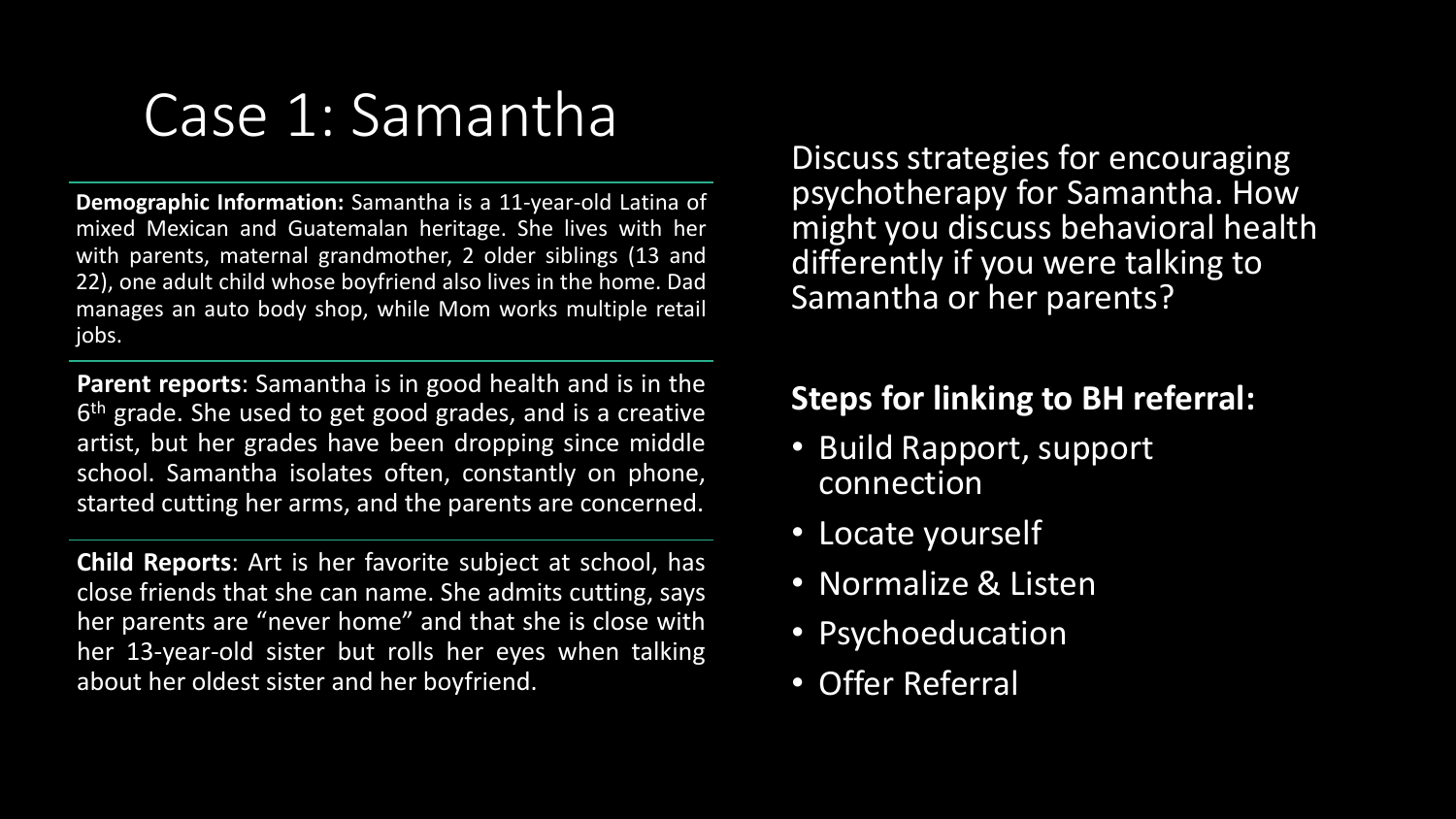# Case 1: Samantha

**Demographic Information:** Samantha is a 11-year-old Latina of mixed Mexican and Guatemalan heritage. She lives with her with parents, maternal grandmother, 2 older siblings (13 and 22), one adult child whose boyfriend also lives in the home. Dad manages an auto body shop, while Mom works multiple retail jobs.

**Parent reports**: Samantha is in good health and is in the 6th grade. She used to get good grades, and is a creative artist, but her grades have been dropping since middle school. Samantha isolates often, constantly on phone, started cutting her arms, and the parents are concerned.

**Child Reports**: Art is her favorite subject at school, has close friends that she can name. She admits cutting, says her parents are "never home" and that she is close with her 13-year-old sister but rolls her eyes when talking about her oldest sister and her boyfriend.

Discuss strategies for encouraging psychotherapy for Samantha. How might you discuss behavioral health differently if you were talking to Samantha or her parents?

**Steps for linking to BH referral:**

- Build Rapport, support connection
- Locate yourself
- Normalize & Listen
- Psychoeducation
- Offer Referral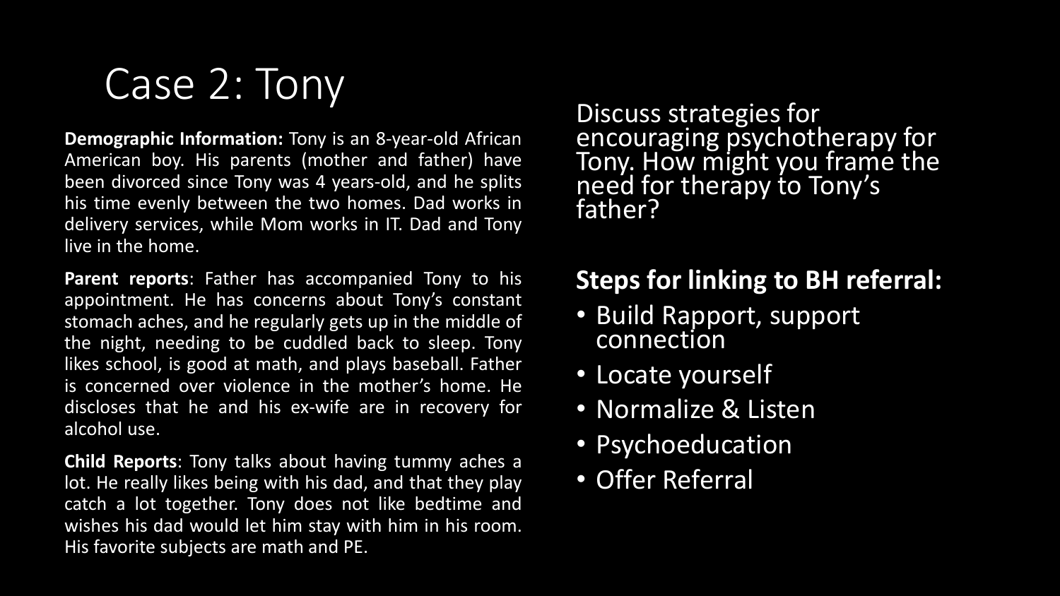# Case 2: Tony

**Demographic Information:** Tony is an 8-year-old African American boy. His parents (mother and father) have been divorced since Tony was 4 years-old, and he splits his time evenly between the two homes. Dad works in delivery services, while Mom works in IT. Dad and Tony live in the home.

**Parent reports**: Father has accompanied Tony to his appointment. He has concerns about Tony's constant stomach aches, and he regularly gets up in the middle of the night, needing to be cuddled back to sleep. Tony likes school, is good at math, and plays baseball. Father is concerned over violence in the mother's home. He discloses that he and his ex-wife are in recovery for alcohol use.

**Child Reports**: Tony talks about having tummy aches a lot. He really likes being with his dad, and that they play catch a lot together. Tony does not like bedtime and wishes his dad would let him stay with him in his room. His favorite subjects are math and PE.

Discuss strategies for encouraging psychotherapy for Tony. How might you frame the need for therapy to Tony's father?

## Steps for linking to BH referral:

- Build Rapport, support connection
- Locate yourself
- Normalize & Listen
- Psychoeducation
- Offer Referral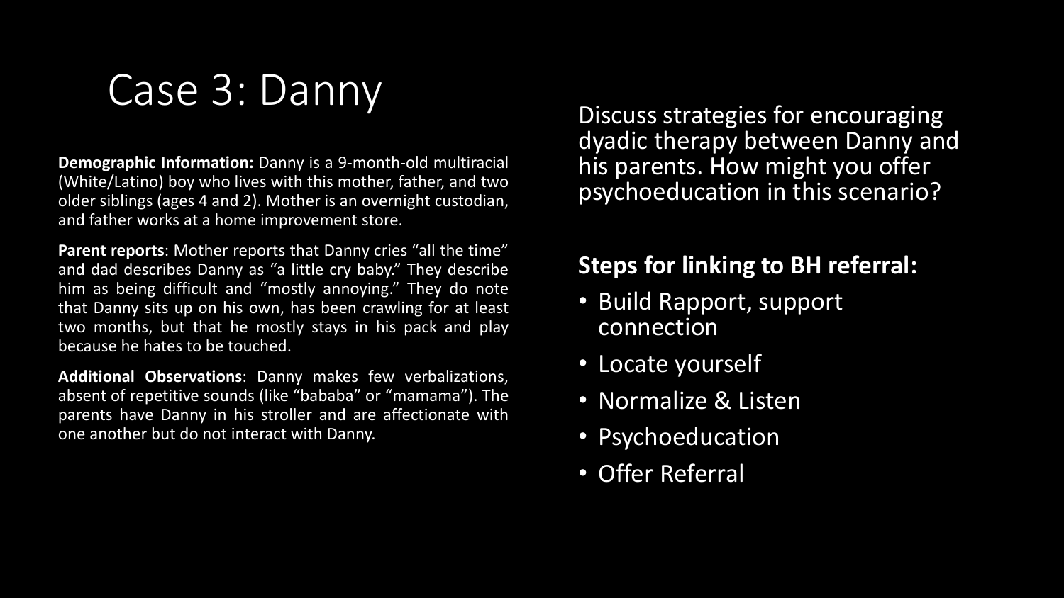# Case 3: Danny

**Demographic Information:** Danny is a 9-month-old multiracial (White/Latino) boy who lives with this mother, father, and two older siblings (ages 4 and 2). Mother is an overnight custodian, and father works at a home improvement store.

**Parent reports**: Mother reports that Danny cries "all the time" and dad describes Danny as "a little cry baby." They describe him as being difficult and "mostly annoying." They do note that Danny sits up on his own, has been crawling for at least two months, but that he mostly stays in his pack and play because he hates to be touched.

**Additional Observations**: Danny makes few verbalizations, absent of repetitive sounds (like "bababa" or "mamama"). The parents have Danny in his stroller and are affectionate with one another but do not interact with Danny.

Discuss strategies for encouraging dyadic therapy between Danny and his parents. How might you offer psychoeducation in this scenario?

**Steps for linking to BH referral:**

- Build Rapport, support connection
- Locate yourself
- Normalize & Listen
- Psychoeducation
- Offer Referral